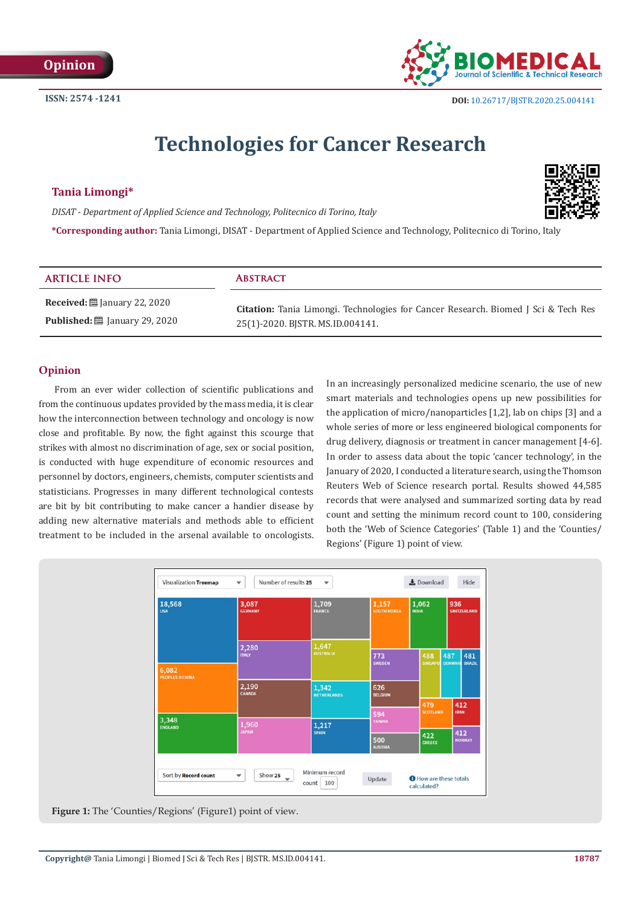Opinion

ISSN: 2574 -1241

DOI: 10.26717/BJSTR.2020.25.004141

# Technologies for Cancer Research

**Tania Limongi***

*DISAT - Department of Applied Science and Technology, Politecnico di Torino, Italy*

***Corresponding author:** Tania Limongi, DISAT - Department of Applied Science and Technology, Politecnico di Torino, Italy

## ARTICLE INFO

**Received:** January 22, 2020

**Published:** January 29, 2020

## Abstract

**Citation:** Tania Limongi. Technologies for Cancer Research. Biomed J Sci & Tech Res 25(1)-2020. BJSTR. MS.ID.004141.

## Opinion

From an ever wider collection of scientific publications and from the continuous updates provided by the mass media, it is clear how the interconnection between technology and oncology is now close and profitable. By now, the fight against this scourge that strikes with almost no discrimination of age, sex or social position, is conducted with huge expenditure of economic resources and personnel by doctors, engineers, chemists, computer scientists and statisticians. Progresses in many different technological contests are bit by bit contributing to make cancer a handier disease by adding new alternative materials and methods able to efficient treatment to be included in the arsenal available to oncologists. In an increasingly personalized medicine scenario, the use of new smart materials and technologies opens up new possibilities for the application of micro/nanoparticles [1,2], lab on chips [3] and a whole series of more or less engineered biological components for drug delivery, diagnosis or treatment in cancer management [4-6]. In order to assess data about the topic 'cancer technology', in the January of 2020, I conducted a literature search, using the Thomson Reuters Web of Science research portal. Results showed 44,585 records that were analysed and summarized sorting data by read count and setting the minimum record count to 100, considering both the 'Web of Science Categories' (Table 1) and the 'Counties/Regions' (Figure 1) point of view.

**Figure 1:** The 'Counties/Regions' (Figure1) point of view.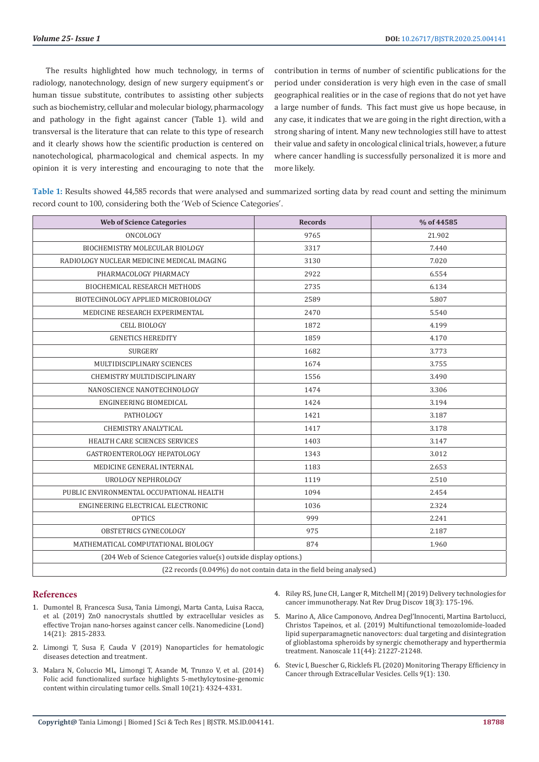The results highlighted how much technology, in terms of radiology, nanotechnology, design of new surgery equipment's or human tissue substitute, contributes to assisting other subjects such as biochemistry, cellular and molecular biology, pharmacology and pathology in the fight against cancer (Table 1). wild and transversal is the literature that can relate to this type of research and it clearly shows how the scientific production is centered on nanotechological, pharmacological and chemical aspects. In my opinion it is very interesting and encouraging to note that the contribution in terms of number of scientific publications for the period under consideration is very high even in the case of small geographical realities or in the case of regions that do not yet have a large number of funds. This fact must give us hope because, in any case, it indicates that we are going in the right direction, with a strong sharing of intent. Many new technologies still have to attest their value and safety in oncological clinical trials, however, a future where cancer handling is successfully personalized it is more and more likely.

**Table 1:** Results showed 44,585 records that were analysed and summarized sorting data by read count and setting the minimum record count to 100, considering both the 'Web of Science Categories'.

| Web of Science Categories | Records | % of 44585 |
|---|---|---|
| ONCOLOGY | 9765 | 21.902 |
| BIOCHEMISTRY MOLECULAR BIOLOGY | 3317 | 7.440 |
| RADIOLOGY NUCLEAR MEDICINE MEDICAL IMAGING | 3130 | 7.020 |
| PHARMACOLOGY PHARMACY | 2922 | 6.554 |
| BIOCHEMICAL RESEARCH METHODS | 2735 | 6.134 |
| BIOTECHNOLOGY APPLIED MICROBIOLOGY | 2589 | 5.807 |
| MEDICINE RESEARCH EXPERIMENTAL | 2470 | 5.540 |
| CELL BIOLOGY | 1872 | 4.199 |
| GENETICS HEREDITY | 1859 | 4.170 |
| SURGERY | 1682 | 3.773 |
| MULTIDISCIPLINARY SCIENCES | 1674 | 3.755 |
| CHEMISTRY MULTIDISCIPLINARY | 1556 | 3.490 |
| NANOSCIENCE NANOTECHNOLOGY | 1474 | 3.306 |
| ENGINEERING BIOMEDICAL | 1424 | 3.194 |
| PATHOLOGY | 1421 | 3.187 |
| CHEMISTRY ANALYTICAL | 1417 | 3.178 |
| HEALTH CARE SCIENCES SERVICES | 1403 | 3.147 |
| GASTROENTEROLOGY HEPATOLOGY | 1343 | 3.012 |
| MEDICINE GENERAL INTERNAL | 1183 | 2.653 |
| UROLOGY NEPHROLOGY | 1119 | 2.510 |
| PUBLIC ENVIRONMENTAL OCCUPATIONAL HEALTH | 1094 | 2.454 |
| ENGINEERING ELECTRICAL ELECTRONIC | 1036 | 2.324 |
| OPTICS | 999 | 2.241 |
| OBSTETRICS GYNECOLOGY | 975 | 2.187 |
| MATHEMATICAL COMPUTATIONAL BIOLOGY | 874 | 1.960 |
| (204 Web of Science Categories value(s) outside display options.) | | |
| (22 records (0.049%) do not contain data in the field being analysed.) | | |

## References

1. Dumontel B, Francesca Susa, Tania Limongi, Marta Canta, Luisa Racca, et al. (2019) ZnO nanocrystals shuttled by extracellular vesicles as effective Trojan nano-horses against cancer cells. Nanomedicine (Lond) 14(21): 2815-2833.
2. Limongi T, Susa F, Cauda V (2019) Nanoparticles for hematologic diseases detection and treatment.
3. Malara N, Coluccio ML, Limongi T, Asande M, Trunzo V, et al. (2014) Folic acid functionalized surface highlights 5-methylcytosine-genomic content within circulating tumor cells. Small 10(21): 4324-4331.
4. Riley RS, June CH, Langer R, Mitchell MJ (2019) Delivery technologies for cancer immunotherapy. Nat Rev Drug Discov 18(3): 175-196.
5. Marino A, Alice Camponovo, Andrea Degl'Innocenti, Martina Bartolucci, Christos Tapeinos, et al. (2019) Multifunctional temozolomide-loaded lipid superparamagnetic nanovectors: dual targeting and disintegration of glioblastoma spheroids by synergic chemotherapy and hyperthermia treatment. Nanoscale 11(44): 21227-21248.
6. Stevic I, Buescher G, Ricklefs FL (2020) Monitoring Therapy Efficiency in Cancer through Extracellular Vesicles. Cells 9(1): 130.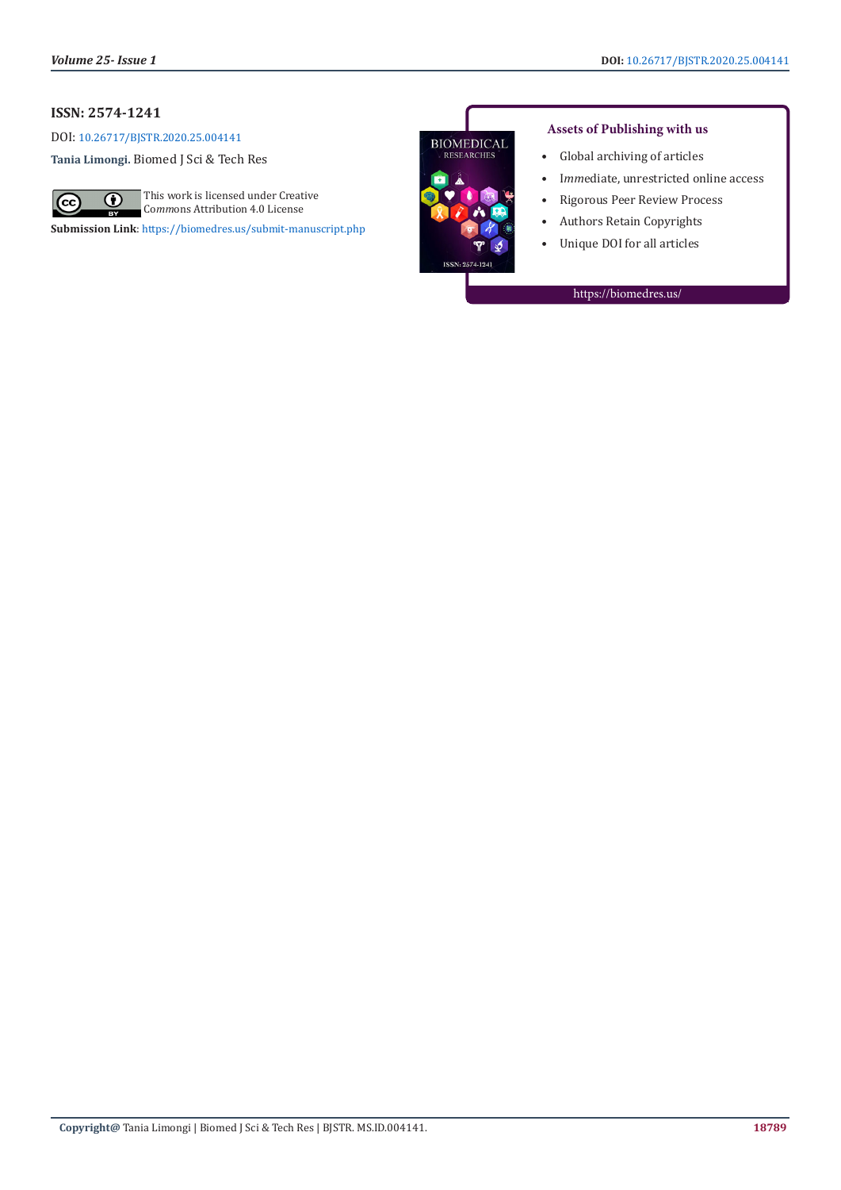**ISSN: 2574-1241**

DOI: 10.26717/BJSTR.2020.25.004141

**Tania Limongi**. Biomed J Sci & Tech Res

This work is licensed under Creative Commons Attribution 4.0 License

**Submission Link**: https://biomedres.us/submit-manuscript.php

### Assets of Publishing with us

- Global archiving of articles
- Immediate, unrestricted online access
- Rigorous Peer Review Process
- Authors Retain Copyrights
- Unique DOI for all articles

https://biomedres.us/